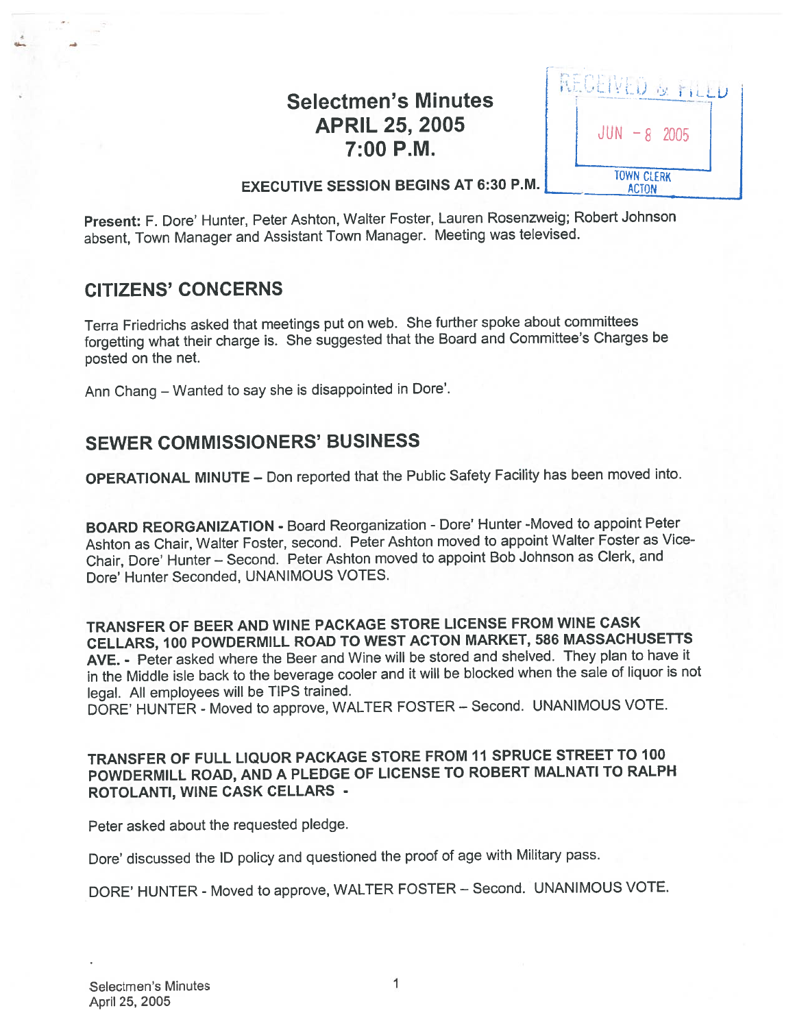# Selectmen's Minutes
## APRIL 25, 2005
## 7:00 P.M.

RECEIVED & FILED
JUN - 8 2005
TOWN CLERK
ACTON

### EXECUTIVE SESSION BEGINS AT 6:30 P.M.

**Present:** F. Dore' Hunter, Peter Ashton, Walter Foster, Lauren Rosenzweig; Robert Johnson absent, Town Manager and Assistant Town Manager. Meeting was televised.

## CITIZENS' CONCERNS

Terra Friedrichs asked that meetings put on web. She further spoke about committees forgetting what their charge is. She suggested that the Board and Committee's Charges be posted on the net.

Ann Chang – Wanted to say she is disappointed in Dore'.

## SEWER COMMISSIONERS' BUSINESS

**OPERATIONAL MINUTE –** Don reported that the Public Safety Facility has been moved into.

**BOARD REORGANIZATION -** Board Reorganization - Dore' Hunter -Moved to appoint Peter Ashton as Chair, Walter Foster, second. Peter Ashton moved to appoint Walter Foster as Vice-Chair, Dore' Hunter – Second. Peter Ashton moved to appoint Bob Johnson as Clerk, and Dore' Hunter Seconded, UNANIMOUS VOTES.

**TRANSFER OF BEER AND WINE PACKAGE STORE LICENSE FROM WINE CASK CELLARS, 100 POWDERMILL ROAD TO WEST ACTON MARKET, 586 MASSACHUSETTS AVE. -** Peter asked where the Beer and Wine will be stored and shelved. They plan to have it in the Middle isle back to the beverage cooler and it will be blocked when the sale of liquor is not legal. All employees will be TIPS trained.
DORE' HUNTER - Moved to approve, WALTER FOSTER – Second. UNANIMOUS VOTE.

**TRANSFER OF FULL LIQUOR PACKAGE STORE FROM 11 SPRUCE STREET TO 100 POWDERMILL ROAD, AND A PLEDGE OF LICENSE TO ROBERT MALNATI TO RALPH ROTOLANTI, WINE CASK CELLARS -**

Peter asked about the requested pledge.

Dore' discussed the ID policy and questioned the proof of age with Military pass.

DORE' HUNTER - Moved to approve, WALTER FOSTER – Second. UNANIMOUS VOTE.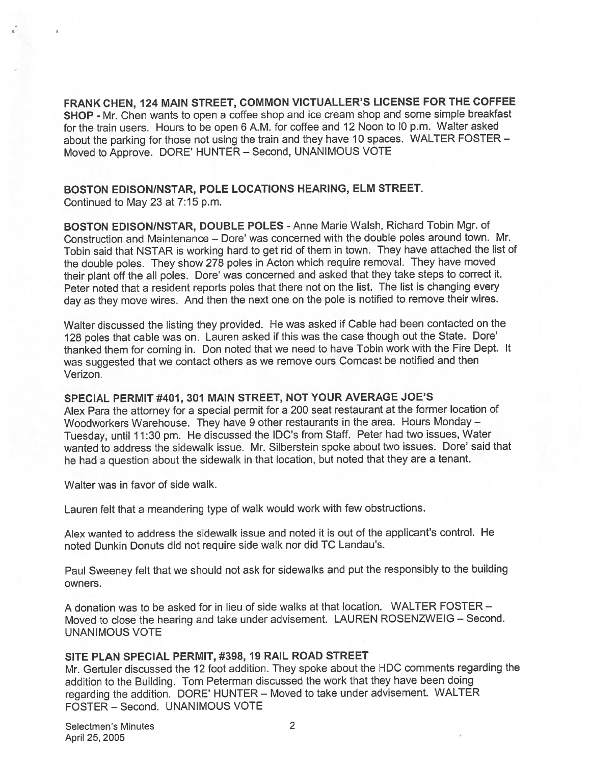**FRANK CHEN, 124 MAIN STREET, COMMON VICTUALLER'S LICENSE FOR THE COFFEE SHOP** - Mr. Chen wants to open a coffee shop and ice cream shop and some simple breakfast for the train users. Hours to be open 6 A.M. for coffee and 12 Noon to l0 p.m. Walter asked about the parking for those not using the train and they have 10 spaces. WALTER FOSTER – Moved to Approve. DORE' HUNTER – Second, UNANIMOUS VOTE

**BOSTON EDISON/NSTAR, POLE LOCATIONS HEARING, ELM STREET.**
Continued to May 23 at 7:15 p.m.

**BOSTON EDISON/NSTAR, DOUBLE POLES** - Anne Marie Walsh, Richard Tobin Mgr. of Construction and Maintenance – Dore' was concerned with the double poles around town. Mr. Tobin said that NSTAR is working hard to get rid of them in town. They have attached the list of the double poles. They show 278 poles in Acton which require removal. They have moved their plant off the all poles. Dore' was concerned and asked that they take steps to correct it. Peter noted that a resident reports poles that there not on the list. The list is changing every day as they move wires. And then the next one on the pole is notified to remove their wires.

Walter discussed the listing they provided. He was asked if Cable had been contacted on the 128 poles that cable was on. Lauren asked if this was the case though out the State. Dore' thanked them for coming in. Don noted that we need to have Tobin work with the Fire Dept. It was suggested that we contact others as we remove ours Comcast be notified and then Verizon.

**SPECIAL PERMIT #401, 301 MAIN STREET, NOT YOUR AVERAGE JOE'S**
Alex Para the attorney for a special permit for a 200 seat restaurant at the former location of Woodworkers Warehouse. They have 9 other restaurants in the area. Hours Monday – Tuesday, until 11:30 pm. He discussed the IDC's from Staff. Peter had two issues, Water wanted to address the sidewalk issue. Mr. Silberstein spoke about two issues. Dore' said that he had a question about the sidewalk in that location, but noted that they are a tenant.

Walter was in favor of side walk.

Lauren felt that a meandering type of walk would work with few obstructions.

Alex wanted to address the sidewalk issue and noted it is out of the applicant's control. He noted Dunkin Donuts did not require side walk nor did TC Landau's.

Paul Sweeney felt that we should not ask for sidewalks and put the responsibly to the building owners.

A donation was to be asked for in lieu of side walks at that location. WALTER FOSTER – Moved to close the hearing and take under advisement. LAUREN ROSENZWEIG – Second. UNANIMOUS VOTE

**SITE PLAN SPECIAL PERMIT, #398, 19 RAIL ROAD STREET**
Mr. Gertuler discussed the 12 foot addition. They spoke about the HDC comments regarding the addition to the Building. Tom Peterman discussed the work that they have been doing regarding the addition. DORE' HUNTER – Moved to take under advisement. WALTER FOSTER – Second. UNANIMOUS VOTE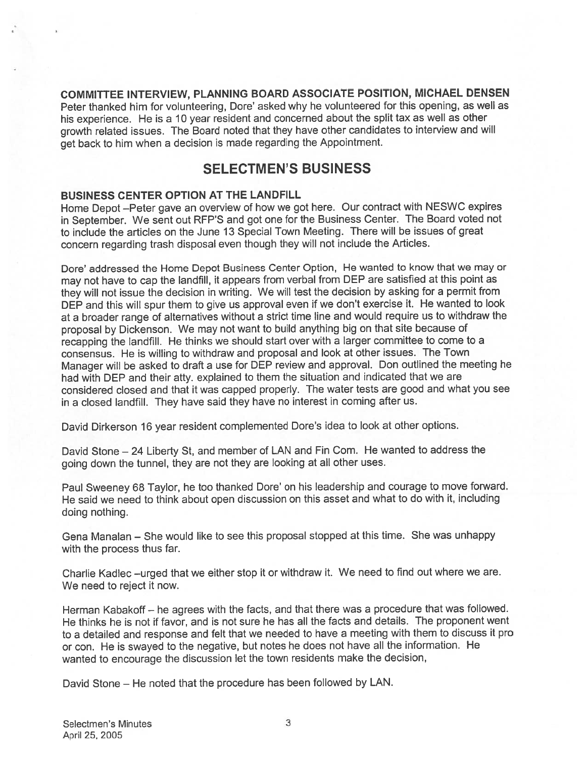**COMMITTEE INTERVIEW, PLANNING BOARD ASSOCIATE POSITION, MICHAEL DENSEN**

Peter thanked him for volunteering, Dore' asked why he volunteered for this opening, as well as his experience. He is a 10 year resident and concerned about the split tax as well as other growth related issues. The Board noted that they have other candidates to interview and will get back to him when a decision is made regarding the Appointment.

## SELECTMEN'S BUSINESS

**BUSINESS CENTER OPTION AT THE LANDFILL**

Home Depot –Peter gave an overview of how we got here. Our contract with NESWC expires in September. We sent out RFP'S and got one for the Business Center. The Board voted not to include the articles on the June 13 Special Town Meeting. There will be issues of great concern regarding trash disposal even though they will not include the Articles.

Dore' addressed the Home Depot Business Center Option, He wanted to know that we may or may not have to cap the landfill, it appears from verbal from DEP are satisfied at this point as they will not issue the decision in writing. We will test the decision by asking for a permit from DEP and this will spur them to give us approval even if we don't exercise it. He wanted to look at a broader range of alternatives without a strict time line and would require us to withdraw the proposal by Dickenson. We may not want to build anything big on that site because of recapping the landfill. He thinks we should start over with a larger committee to come to a consensus. He is willing to withdraw and proposal and look at other issues. The Town Manager will be asked to draft a use for DEP review and approval. Don outlined the meeting he had with DEP and their atty. explained to them the situation and indicated that we are considered closed and that it was capped properly. The water tests are good and what you see in a closed landfill. They have said they have no interest in coming after us.

David Dirkerson 16 year resident complemented Dore's idea to look at other options.

David Stone – 24 Liberty St, and member of LAN and Fin Com. He wanted to address the going down the tunnel, they are not they are looking at all other uses.

Paul Sweeney 68 Taylor, he too thanked Dore' on his leadership and courage to move forward. He said we need to think about open discussion on this asset and what to do with it, including doing nothing.

Gena Manalan – She would like to see this proposal stopped at this time. She was unhappy with the process thus far.

Charlie Kadlec –urged that we either stop it or withdraw it. We need to find out where we are. We need to reject it now.

Herman Kabakoff – he agrees with the facts, and that there was a procedure that was followed. He thinks he is not if favor, and is not sure he has all the facts and details. The proponent went to a detailed and response and felt that we needed to have a meeting with them to discuss it pro or con. He is swayed to the negative, but notes he does not have all the information. He wanted to encourage the discussion let the town residents make the decision,

David Stone – He noted that the procedure has been followed by LAN.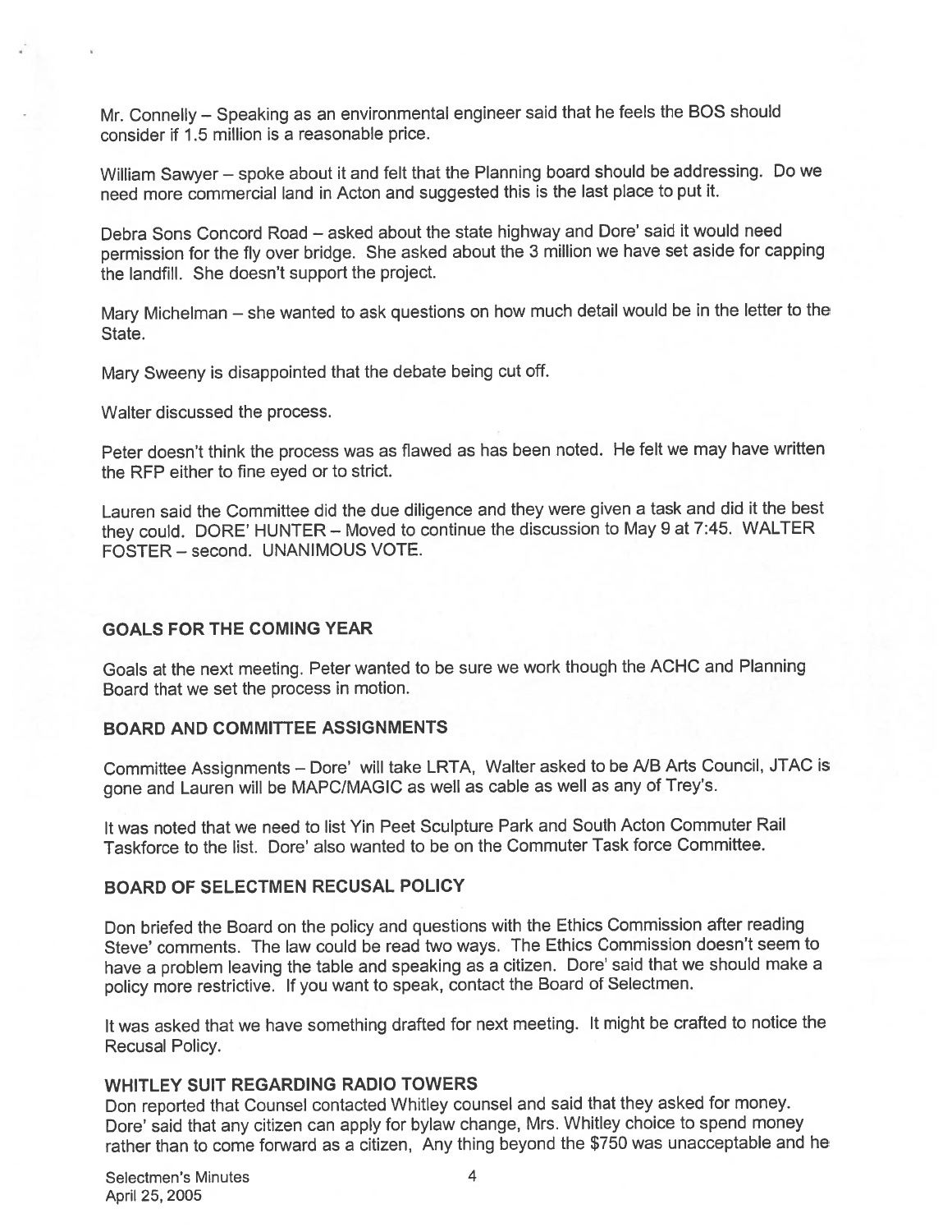Mr. Connelly – Speaking as an environmental engineer said that he feels the BOS should consider if 1.5 million is a reasonable price.

William Sawyer – spoke about it and felt that the Planning board should be addressing. Do we need more commercial land in Acton and suggested this is the last place to put it.

Debra Sons Concord Road – asked about the state highway and Dore' said it would need permission for the fly over bridge. She asked about the 3 million we have set aside for capping the landfill. She doesn't support the project.

Mary Michelman – she wanted to ask questions on how much detail would be in the letter to the State.

Mary Sweeny is disappointed that the debate being cut off.

Walter discussed the process.

Peter doesn't think the process was as flawed as has been noted. He felt we may have written the RFP either to fine eyed or to strict.

Lauren said the Committee did the due diligence and they were given a task and did it the best they could. DORE' HUNTER – Moved to continue the discussion to May 9 at 7:45. WALTER FOSTER – second. UNANIMOUS VOTE.

## GOALS FOR THE COMING YEAR

Goals at the next meeting. Peter wanted to be sure we work though the ACHC and Planning Board that we set the process in motion.

## BOARD AND COMMITTEE ASSIGNMENTS

Committee Assignments – Dore' will take LRTA, Walter asked to be A/B Arts Council, JTAC is gone and Lauren will be MAPC/MAGIC as well as cable as well as any of Trey's.

It was noted that we need to list Yin Peet Sculpture Park and South Acton Commuter Rail Taskforce to the list. Dore' also wanted to be on the Commuter Task force Committee.

## BOARD OF SELECTMEN RECUSAL POLICY

Don briefed the Board on the policy and questions with the Ethics Commission after reading Steve' comments. The law could be read two ways. The Ethics Commission doesn't seem to have a problem leaving the table and speaking as a citizen. Dore' said that we should make a policy more restrictive. If you want to speak, contact the Board of Selectmen.

It was asked that we have something drafted for next meeting. It might be crafted to notice the Recusal Policy.

## WHITLEY SUIT REGARDING RADIO TOWERS

Don reported that Counsel contacted Whitley counsel and said that they asked for money. Dore' said that any citizen can apply for bylaw change, Mrs. Whitley choice to spend money rather than to come forward as a citizen, Any thing beyond the $750 was unacceptable and he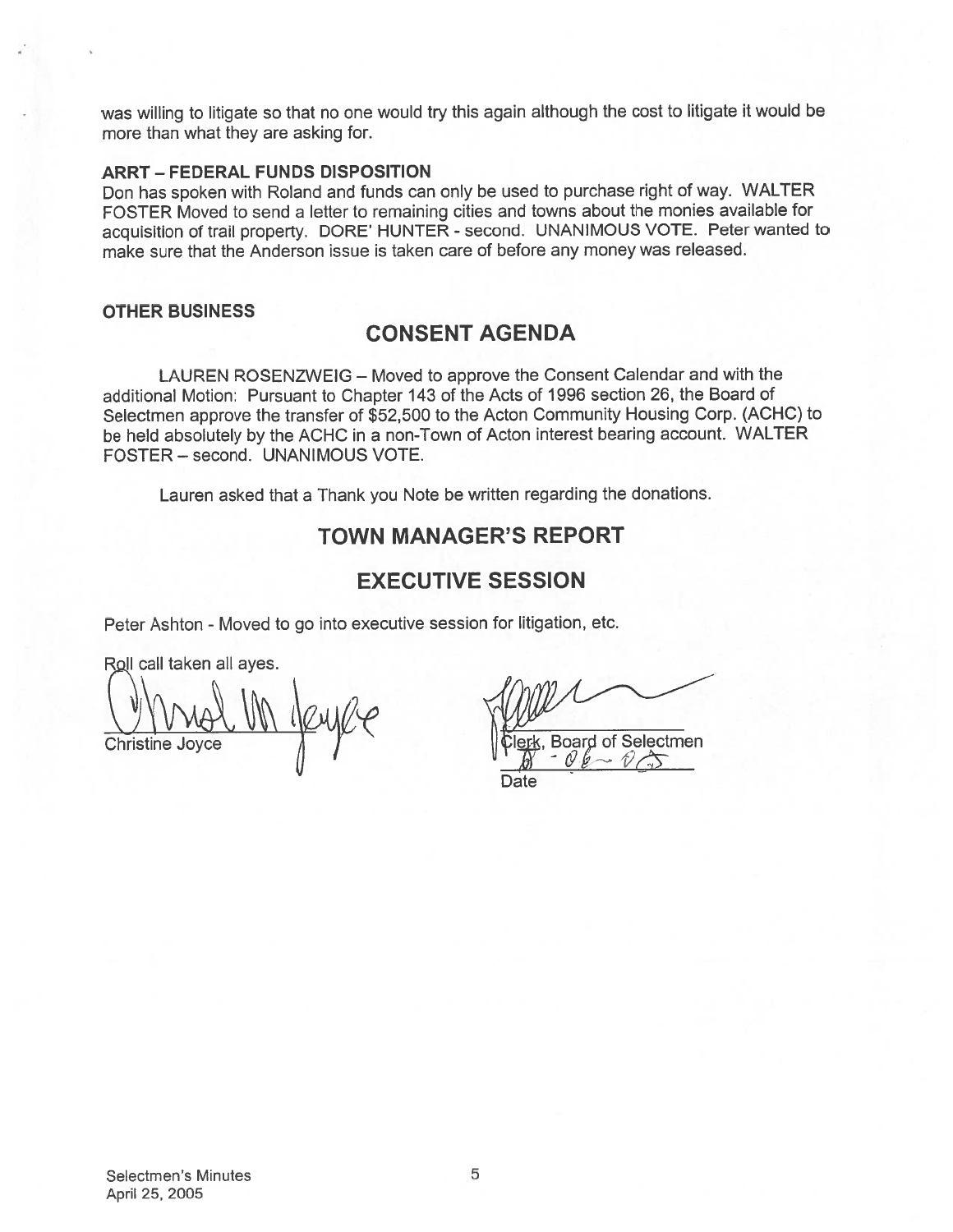was willing to litigate so that no one would try this again although the cost to litigate it would be more than what they are asking for.

**ARRT – FEDERAL FUNDS DISPOSITION**

Don has spoken with Roland and funds can only be used to purchase right of way. WALTER FOSTER Moved to send a letter to remaining cities and towns about the monies available for acquisition of trail property. DORE' HUNTER - second. UNANIMOUS VOTE. Peter wanted to make sure that the Anderson issue is taken care of before any money was released.

**OTHER BUSINESS**

## CONSENT AGENDA

LAUREN ROSENZWEIG – Moved to approve the Consent Calendar and with the additional Motion: Pursuant to Chapter 143 of the Acts of 1996 section 26, the Board of Selectmen approve the transfer of $52,500 to the Acton Community Housing Corp. (ACHC) to be held absolutely by the ACHC in a non-Town of Acton interest bearing account. WALTER FOSTER – second. UNANIMOUS VOTE.

Lauren asked that a Thank you Note be written regarding the donations.

## TOWN MANAGER'S REPORT

## EXECUTIVE SESSION

Peter Ashton - Moved to go into executive session for litigation, etc.

Roll call taken all ayes.

Christine Joyce

Clerk, Board of Selectmen

Date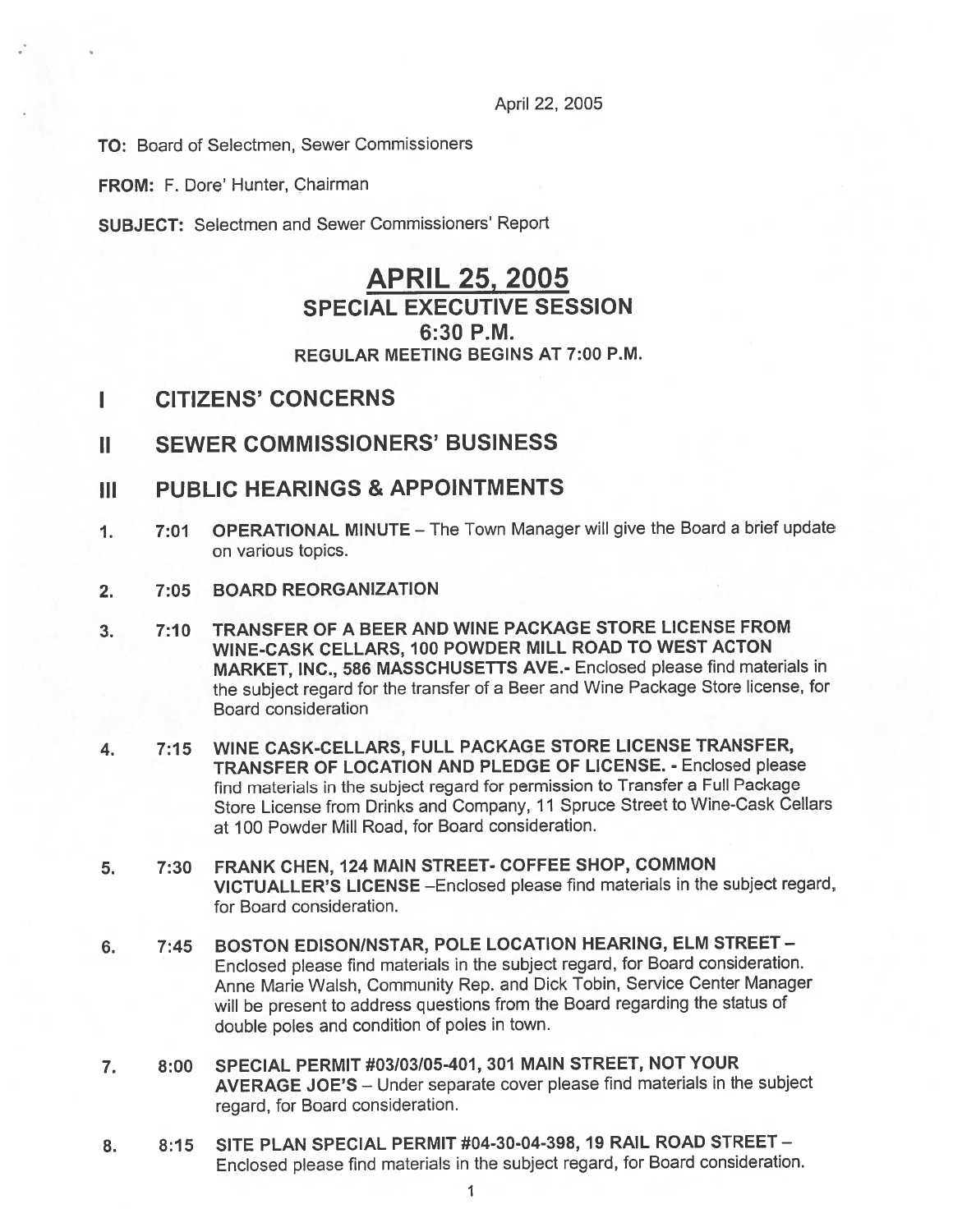April 22, 2005

**TO:** Board of Selectmen, Sewer Commissioners

**FROM:** F. Dore' Hunter, Chairman

**SUBJECT:** Selectmen and Sewer Commissioners' Report

# APRIL 25, 2005

## SPECIAL EXECUTIVE SESSION
## 6:30 P.M.
### REGULAR MEETING BEGINS AT 7:00 P.M.

## I CITIZENS' CONCERNS

## II SEWER COMMISSIONERS' BUSINESS

## III PUBLIC HEARINGS & APPOINTMENTS

1. **7:01 OPERATIONAL MINUTE** – The Town Manager will give the Board a brief update on various topics.

2. **7:05 BOARD REORGANIZATION**

3. **7:10 TRANSFER OF A BEER AND WINE PACKAGE STORE LICENSE FROM WINE-CASK CELLARS, 100 POWDER MILL ROAD TO WEST ACTON MARKET, INC., 586 MASSCHUSETTS AVE.-** Enclosed please find materials in the subject regard for the transfer of a Beer and Wine Package Store license, for Board consideration

4. **7:15 WINE CASK-CELLARS, FULL PACKAGE STORE LICENSE TRANSFER, TRANSFER OF LOCATION AND PLEDGE OF LICENSE. -** Enclosed please find materials in the subject regard for permission to Transfer a Full Package Store License from Drinks and Company, 11 Spruce Street to Wine-Cask Cellars at 100 Powder Mill Road, for Board consideration.

5. **7:30 FRANK CHEN, 124 MAIN STREET- COFFEE SHOP, COMMON VICTUALLER'S LICENSE** –Enclosed please find materials in the subject regard, for Board consideration.

6. **7:45 BOSTON EDISON/NSTAR, POLE LOCATION HEARING, ELM STREET** – Enclosed please find materials in the subject regard, for Board consideration. Anne Marie Walsh, Community Rep. and Dick Tobin, Service Center Manager will be present to address questions from the Board regarding the status of double poles and condition of poles in town.

7. **8:00 SPECIAL PERMIT #03/03/05-401, 301 MAIN STREET, NOT YOUR AVERAGE JOE'S** – Under separate cover please find materials in the subject regard, for Board consideration.

8. **8:15 SITE PLAN SPECIAL PERMIT #04-30-04-398, 19 RAIL ROAD STREET** – Enclosed please find materials in the subject regard, for Board consideration.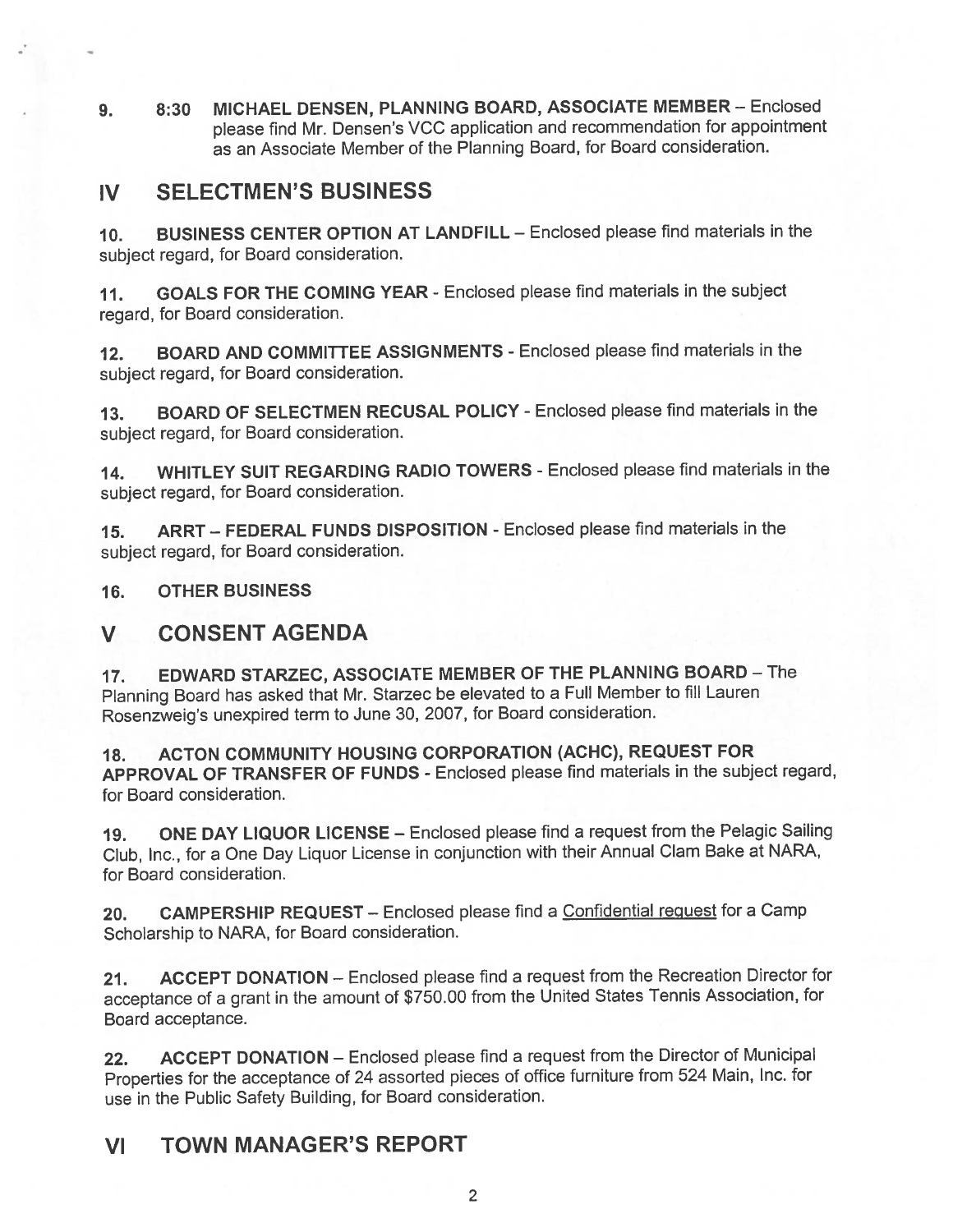9. 8:30 **MICHAEL DENSEN, PLANNING BOARD, ASSOCIATE MEMBER** – Enclosed please find Mr. Densen's VCC application and recommendation for appointment as an Associate Member of the Planning Board, for Board consideration.

## IV SELECTMEN'S BUSINESS

10. **BUSINESS CENTER OPTION AT LANDFILL** – Enclosed please find materials in the subject regard, for Board consideration.

11. **GOALS FOR THE COMING YEAR** - Enclosed please find materials in the subject regard, for Board consideration.

12. **BOARD AND COMMITTEE ASSIGNMENTS** - Enclosed please find materials in the subject regard, for Board consideration.

13. **BOARD OF SELECTMEN RECUSAL POLICY** - Enclosed please find materials in the subject regard, for Board consideration.

14. **WHITLEY SUIT REGARDING RADIO TOWERS** - Enclosed please find materials in the subject regard, for Board consideration.

15. **ARRT – FEDERAL FUNDS DISPOSITION** - Enclosed please find materials in the subject regard, for Board consideration.

16. **OTHER BUSINESS**

## V CONSENT AGENDA

17. **EDWARD STARZEC, ASSOCIATE MEMBER OF THE PLANNING BOARD** – The Planning Board has asked that Mr. Starzec be elevated to a Full Member to fill Lauren Rosenzweig's unexpired term to June 30, 2007, for Board consideration.

18. **ACTON COMMUNITY HOUSING CORPORATION (ACHC), REQUEST FOR APPROVAL OF TRANSFER OF FUNDS** - Enclosed please find materials in the subject regard, for Board consideration.

19. **ONE DAY LIQUOR LICENSE** – Enclosed please find a request from the Pelagic Sailing Club, Inc., for a One Day Liquor License in conjunction with their Annual Clam Bake at NARA, for Board consideration.

20. **CAMPERSHIP REQUEST** – Enclosed please find a Confidential request for a Camp Scholarship to NARA, for Board consideration.

21. **ACCEPT DONATION** – Enclosed please find a request from the Recreation Director for acceptance of a grant in the amount of $750.00 from the United States Tennis Association, for Board acceptance.

22. **ACCEPT DONATION** – Enclosed please find a request from the Director of Municipal Properties for the acceptance of 24 assorted pieces of office furniture from 524 Main, Inc. for use in the Public Safety Building, for Board consideration.

## VI TOWN MANAGER'S REPORT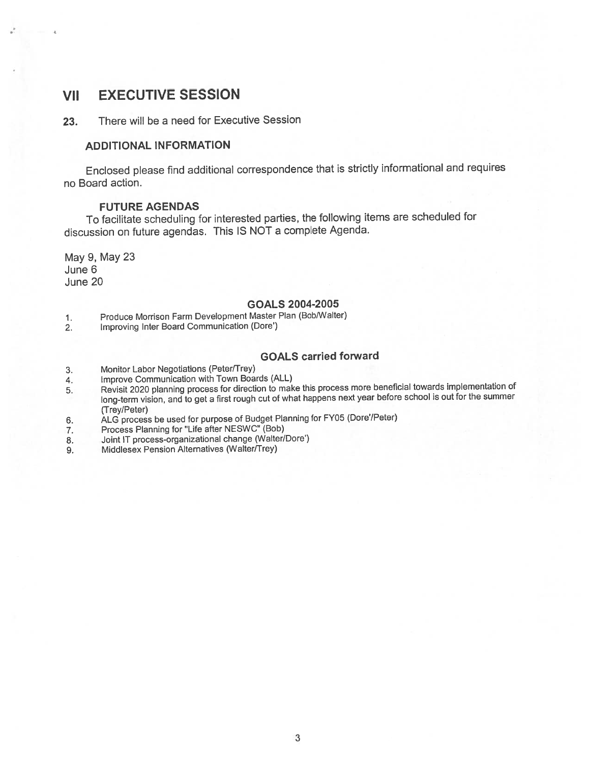## VII EXECUTIVE SESSION

**23.** There will be a need for Executive Session

### ADDITIONAL INFORMATION

Enclosed please find additional correspondence that is strictly informational and requires no Board action.

### FUTURE AGENDAS

To facilitate scheduling for interested parties, the following items are scheduled for discussion on future agendas. This IS NOT a complete Agenda.

May 9, May 23
June 6
June 20

### GOALS 2004-2005

1. Produce Morrison Farm Development Master Plan (Bob/Walter)
2. Improving Inter Board Communication (Dore')

### GOALS carried forward

3. Monitor Labor Negotiations (Peter/Trey)
4. Improve Communication with Town Boards (ALL)
5. Revisit 2020 planning process for direction to make this process more beneficial towards implementation of long-term vision, and to get a first rough cut of what happens next year before school is out for the summer (Trey/Peter)
6. ALG process be used for purpose of Budget Planning for FY05 (Dore'/Peter)
7. Process Planning for "Life after NESWC" (Bob)
8. Joint IT process-organizational change (Walter/Dore')
9. Middlesex Pension Alternatives (Walter/Trey)